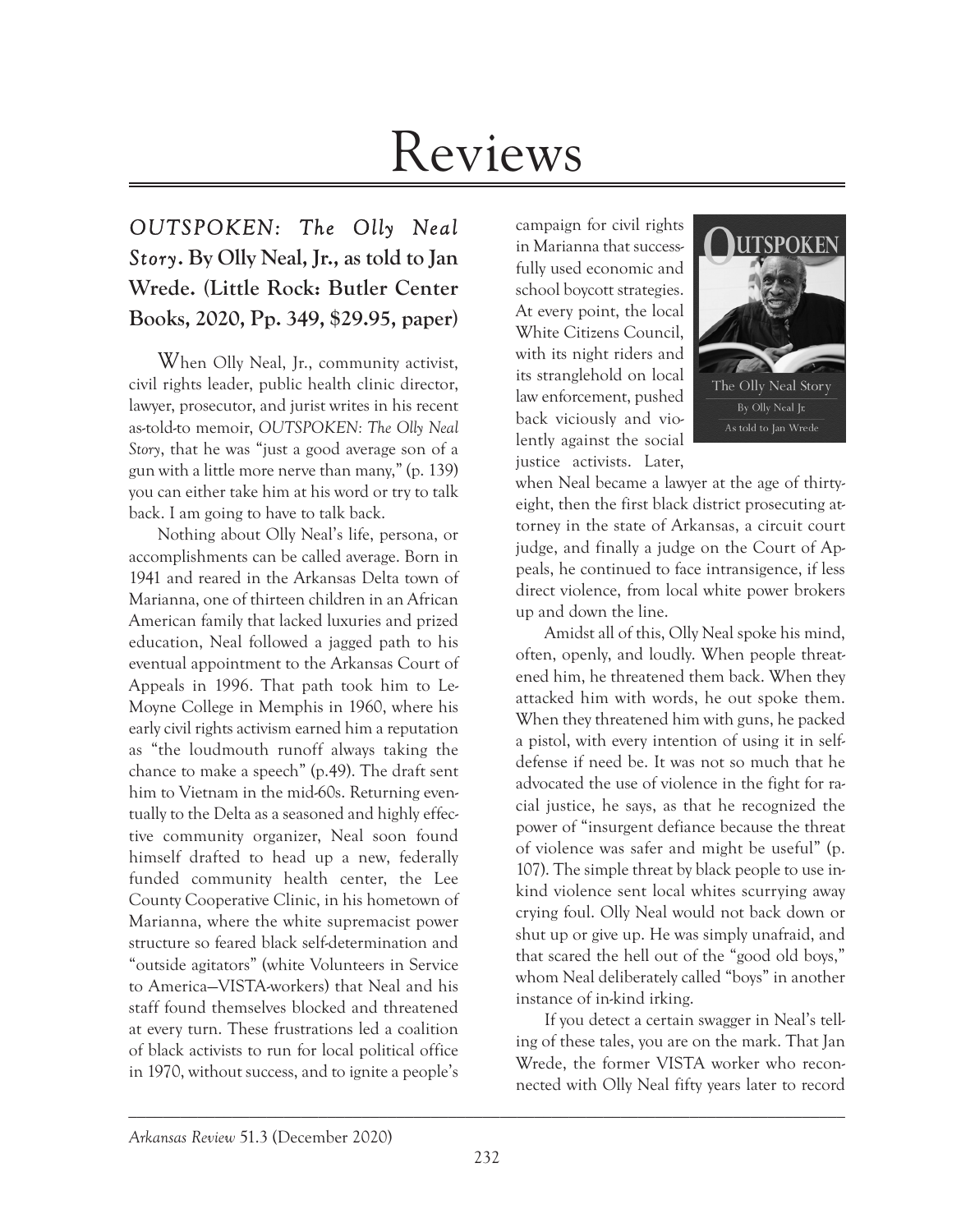# Reviews

***OUTSPOKEN: The Olly Neal Story*. By Olly Neal, Jr., as told to Jan Wrede. (Little Rock: Butler Center Books, 2020, Pp. 349, $29.95, paper)**

When Olly Neal, Jr., community activist, civil rights leader, public health clinic director, lawyer, prosecutor, and jurist writes in his recent as-told-to memoir, *OUTSPOKEN: The Olly Neal Story*, that he was "just a good average son of a gun with a little more nerve than many," (p. 139) you can either take him at his word or try to talk back. I am going to have to talk back.

Nothing about Olly Neal's life, persona, or accomplishments can be called average. Born in 1941 and reared in the Arkansas Delta town of Marianna, one of thirteen children in an African American family that lacked luxuries and prized education, Neal followed a jagged path to his eventual appointment to the Arkansas Court of Appeals in 1996. That path took him to LeMoyne College in Memphis in 1960, where his early civil rights activism earned him a reputation as "the loudmouth runoff always taking the chance to make a speech" (p.49). The draft sent him to Vietnam in the mid-60s. Returning eventually to the Delta as a seasoned and highly effective community organizer, Neal soon found himself drafted to head up a new, federally funded community health center, the Lee County Cooperative Clinic, in his hometown of Marianna, where the white supremacist power structure so feared black self-determination and "outside agitators" (white Volunteers in Service to America—VISTA-workers) that Neal and his staff found themselves blocked and threatened at every turn. These frustrations led a coalition of black activists to run for local political office in 1970, without success, and to ignite a people's campaign for civil rights in Marianna that successfully used economic and school boycott strategies. At every point, the local White Citizens Council, with its night riders and its stranglehold on local law enforcement, pushed back viciously and violently against the social justice activists. Later, when Neal became a lawyer at the age of thirty-eight, then the first black district prosecuting attorney in the state of Arkansas, a circuit court judge, and finally a judge on the Court of Appeals, he continued to face intransigence, if less direct violence, from local white power brokers up and down the line.

Amidst all of this, Olly Neal spoke his mind, often, openly, and loudly. When people threatened him, he threatened them back. When they attacked him with words, he out spoke them. When they threatened him with guns, he packed a pistol, with every intention of using it in self-defense if need be. It was not so much that he advocated the use of violence in the fight for racial justice, he says, as that he recognized the power of "insurgent defiance because the threat of violence was safer and might be useful" (p. 107). The simple threat by black people to use in-kind violence sent local whites scurrying away crying foul. Olly Neal would not back down or shut up or give up. He was simply unafraid, and that scared the hell out of the "good old boys," whom Neal deliberately called "boys" in another instance of in-kind irking.

If you detect a certain swagger in Neal's telling of these tales, you are on the mark. That Jan Wrede, the former VISTA worker who reconnected with Olly Neal fifty years later to record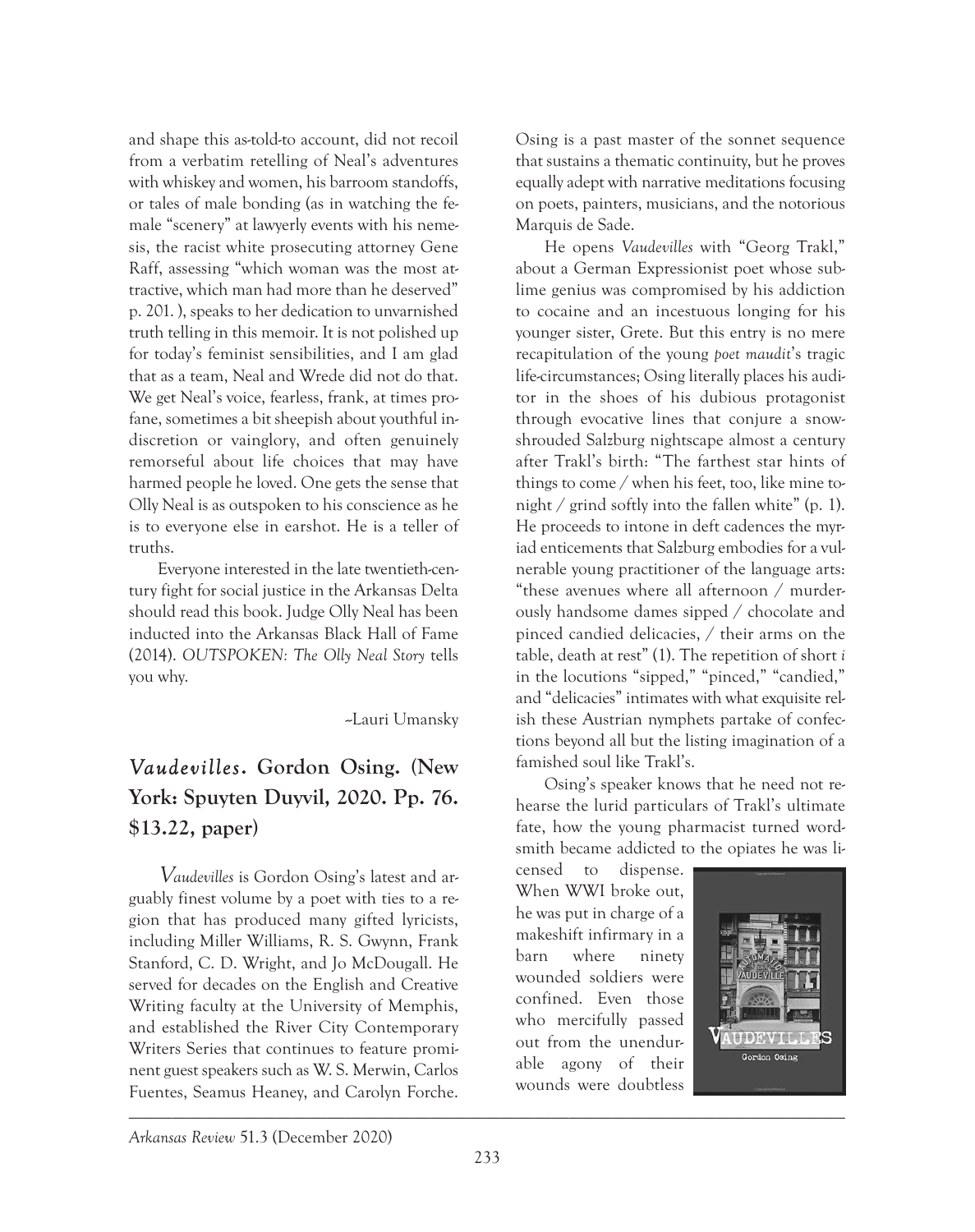and shape this as-told-to account, did not recoil from a verbatim retelling of Neal's adventures with whiskey and women, his barroom standoffs, or tales of male bonding (as in watching the female "scenery" at lawyerly events with his nemesis, the racist white prosecuting attorney Gene Raff, assessing "which woman was the most attractive, which man had more than he deserved" p. 201. ), speaks to her dedication to unvarnished truth telling in this memoir. It is not polished up for today's feminist sensibilities, and I am glad that as a team, Neal and Wrede did not do that. We get Neal's voice, fearless, frank, at times profane, sometimes a bit sheepish about youthful indiscretion or vainglory, and often genuinely remorseful about life choices that may have harmed people he loved. One gets the sense that Olly Neal is as outspoken to his conscience as he is to everyone else in earshot. He is a teller of truths.

Everyone interested in the late twentieth-century fight for social justice in the Arkansas Delta should read this book. Judge Olly Neal has been inducted into the Arkansas Black Hall of Fame (2014). *OUTSPOKEN: The Olly Neal Story* tells you why.

–Lauri Umansky

## *Vaudevilles*. Gordon Osing. (New York: Spuyten Duyvil, 2020. Pp. 76. $13.22, paper)

*Vaudevilles* is Gordon Osing's latest and arguably finest volume by a poet with ties to a region that has produced many gifted lyricists, including Miller Williams, R. S. Gwynn, Frank Stanford, C. D. Wright, and Jo McDougall. He served for decades on the English and Creative Writing faculty at the University of Memphis, and established the River City Contemporary Writers Series that continues to feature prominent guest speakers such as W. S. Merwin, Carlos Fuentes, Seamus Heaney, and Carolyn Forche. Osing is a past master of the sonnet sequence that sustains a thematic continuity, but he proves equally adept with narrative meditations focusing on poets, painters, musicians, and the notorious Marquis de Sade.

He opens *Vaudevilles* with "Georg Trakl," about a German Expressionist poet whose sublime genius was compromised by his addiction to cocaine and an incestuous longing for his younger sister, Grete. But this entry is no mere recapitulation of the young *poet maudit*'s tragic life-circumstances; Osing literally places his auditor in the shoes of his dubious protagonist through evocative lines that conjure a snow-shrouded Salzburg nightscape almost a century after Trakl's birth: "The farthest star hints of things to come / when his feet, too, like mine tonight / grind softly into the fallen white" (p. 1). He proceeds to intone in deft cadences the myriad enticements that Salzburg embodies for a vulnerable young practitioner of the language arts: "these avenues where all afternoon / murderously handsome dames sipped / chocolate and pinced candied delicacies, / their arms on the table, death at rest" (1). The repetition of short *i* in the locutions "sipped," "pinced," "candied," and "delicacies" intimates with what exquisite relish these Austrian nymphets partake of confections beyond all but the listing imagination of a famished soul like Trakl's.

Osing's speaker knows that he need not rehearse the lurid particulars of Trakl's ultimate fate, how the young pharmacist turned wordsmith became addicted to the opiates he was licensed to dispense. When WWI broke out, he was put in charge of a makeshift infirmary in a barn where ninety wounded soldiers were confined. Even those who mercifully passed out from the unendurable agony of their wounds were doubtless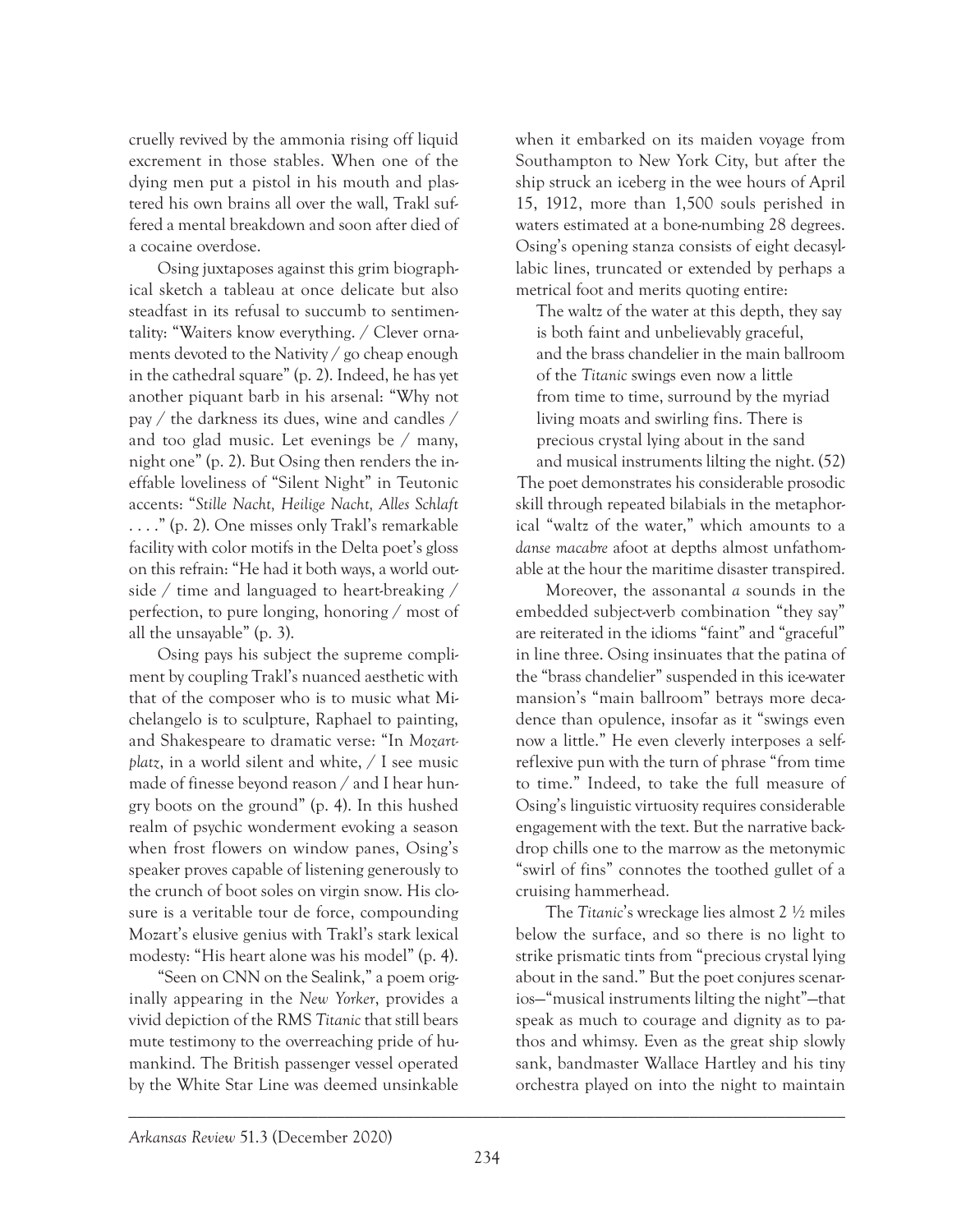cruelly revived by the ammonia rising off liquid excrement in those stables. When one of the dying men put a pistol in his mouth and plastered his own brains all over the wall, Trakl suffered a mental breakdown and soon after died of a cocaine overdose.

Osing juxtaposes against this grim biographical sketch a tableau at once delicate but also steadfast in its refusal to succumb to sentimentality: "Waiters know everything. / Clever ornaments devoted to the Nativity / go cheap enough in the cathedral square" (p. 2). Indeed, he has yet another piquant barb in his arsenal: "Why not pay / the darkness its dues, wine and candles / and too glad music. Let evenings be / many, night one" (p. 2). But Osing then renders the ineffable loveliness of "Silent Night" in Teutonic accents: "*Stille Nacht, Heilige Nacht, Alles Schlaft* . . . ." (p. 2). One misses only Trakl's remarkable facility with color motifs in the Delta poet's gloss on this refrain: "He had it both ways, a world outside / time and languaged to heart-breaking / perfection, to pure longing, honoring / most of all the unsayable" (p. 3).

Osing pays his subject the supreme compliment by coupling Trakl's nuanced aesthetic with that of the composer who is to music what Michelangelo is to sculpture, Raphael to painting, and Shakespeare to dramatic verse: "In *Mozartplatz*, in a world silent and white, / I see music made of finesse beyond reason / and I hear hungry boots on the ground" (p. 4). In this hushed realm of psychic wonderment evoking a season when frost flowers on window panes, Osing's speaker proves capable of listening generously to the crunch of boot soles on virgin snow. His closure is a veritable tour de force, compounding Mozart's elusive genius with Trakl's stark lexical modesty: "His heart alone was his model" (p. 4).

"Seen on CNN on the Sealink," a poem originally appearing in the *New Yorker*, provides a vivid depiction of the RMS *Titanic* that still bears mute testimony to the overreaching pride of humankind. The British passenger vessel operated by the White Star Line was deemed unsinkable when it embarked on its maiden voyage from Southampton to New York City, but after the ship struck an iceberg in the wee hours of April 15, 1912, more than 1,500 souls perished in waters estimated at a bone-numbing 28 degrees. Osing's opening stanza consists of eight decasyllabic lines, truncated or extended by perhaps a metrical foot and merits quoting entire:

> The waltz of the water at this depth, they say
> is both faint and unbelievably graceful,
> and the brass chandelier in the main ballroom
> of the *Titanic* swings even now a little
> from time to time, surround by the myriad
> living moats and swirling fins. There is
> precious crystal lying about in the sand
> and musical instruments lilting the night. (52)

The poet demonstrates his considerable prosodic skill through repeated bilabials in the metaphorical "waltz of the water," which amounts to a *danse macabre* afoot at depths almost unfathomable at the hour the maritime disaster transpired.

Moreover, the assonantal *a* sounds in the embedded subject-verb combination "they say" are reiterated in the idioms "faint" and "graceful" in line three. Osing insinuates that the patina of the "brass chandelier" suspended in this ice-water mansion's "main ballroom" betrays more decadence than opulence, insofar as it "swings even now a little." He even cleverly interposes a self-reflexive pun with the turn of phrase "from time to time." Indeed, to take the full measure of Osing's linguistic virtuosity requires considerable engagement with the text. But the narrative backdrop chills one to the marrow as the metonymic "swirl of fins" connotes the toothed gullet of a cruising hammerhead.

The *Titanic*'s wreckage lies almost 2 ½ miles below the surface, and so there is no light to strike prismatic tints from "precious crystal lying about in the sand." But the poet conjures scenarios—"musical instruments lilting the night"—that speak as much to courage and dignity as to pathos and whimsy. Even as the great ship slowly sank, bandmaster Wallace Hartley and his tiny orchestra played on into the night to maintain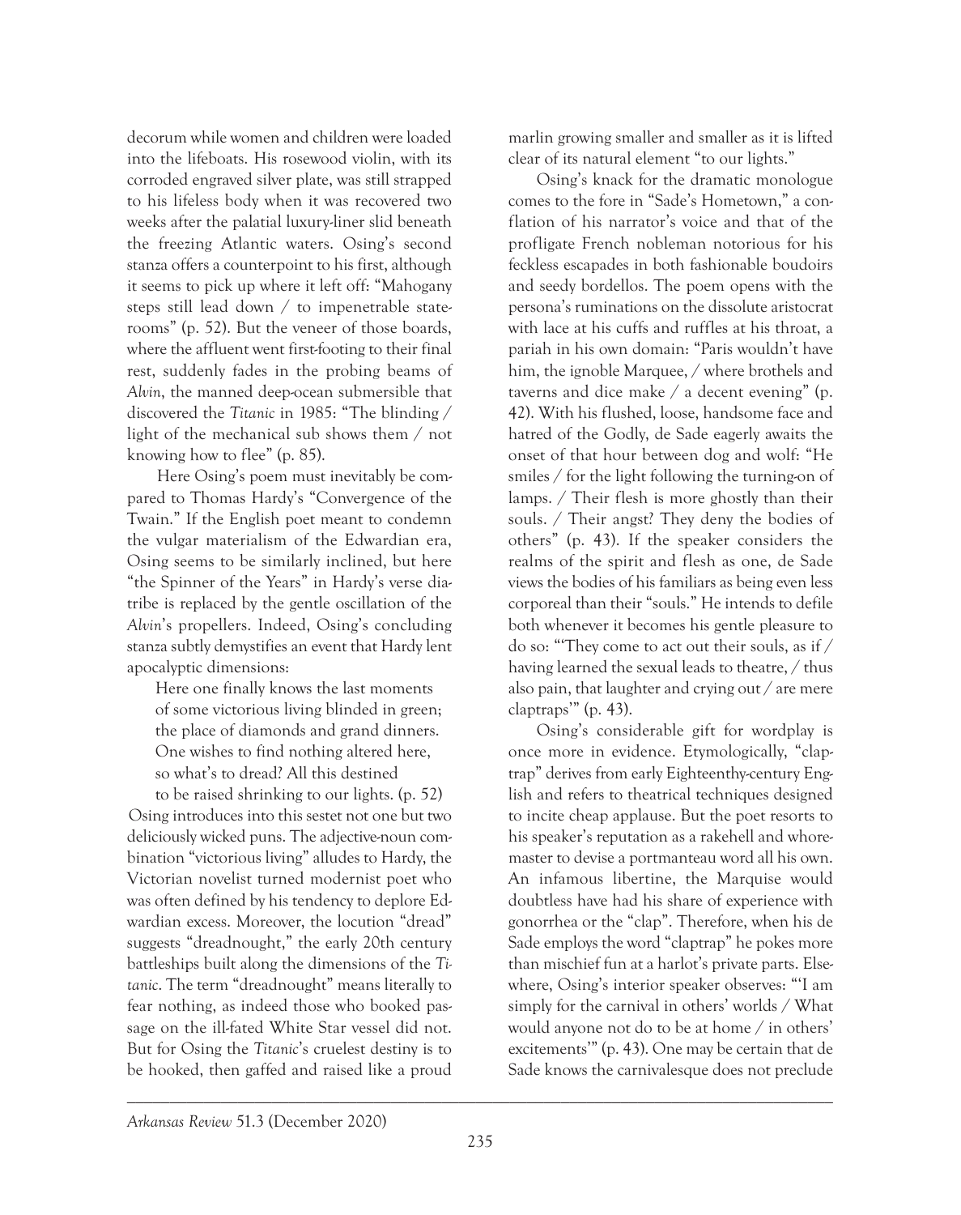decorum while women and children were loaded into the lifeboats. His rosewood violin, with its corroded engraved silver plate, was still strapped to his lifeless body when it was recovered two weeks after the palatial luxury-liner slid beneath the freezing Atlantic waters. Osing's second stanza offers a counterpoint to his first, although it seems to pick up where it left off: "Mahogany steps still lead down / to impenetrable staterooms" (p. 52). But the veneer of those boards, where the affluent went first-footing to their final rest, suddenly fades in the probing beams of *Alvin*, the manned deep-ocean submersible that discovered the *Titanic* in 1985: "The blinding / light of the mechanical sub shows them / not knowing how to flee" (p. 85).

Here Osing's poem must inevitably be compared to Thomas Hardy's "Convergence of the Twain." If the English poet meant to condemn the vulgar materialism of the Edwardian era, Osing seems to be similarly inclined, but here "the Spinner of the Years" in Hardy's verse diatribe is replaced by the gentle oscillation of the *Alvin*'s propellers. Indeed, Osing's concluding stanza subtly demystifies an event that Hardy lent apocalyptic dimensions:

> Here one finally knows the last moments
> of some victorious living blinded in green;
> the place of diamonds and grand dinners.
> One wishes to find nothing altered here,
> so what's to dread? All this destined
> to be raised shrinking to our lights. (p. 52)

Osing introduces into this sestet not one but two deliciously wicked puns. The adjective-noun combination "victorious living" alludes to Hardy, the Victorian novelist turned modernist poet who was often defined by his tendency to deplore Edwardian excess. Moreover, the locution "dread" suggests "dreadnought," the early 20th century battleships built along the dimensions of the *Titanic*. The term "dreadnought" means literally to fear nothing, as indeed those who booked passage on the ill-fated White Star vessel did not. But for Osing the *Titanic*'s cruelest destiny is to be hooked, then gaffed and raised like a proud marlin growing smaller and smaller as it is lifted clear of its natural element "to our lights."

Osing's knack for the dramatic monologue comes to the fore in "Sade's Hometown," a conflation of his narrator's voice and that of the profligate French nobleman notorious for his feckless escapades in both fashionable boudoirs and seedy bordellos. The poem opens with the persona's ruminations on the dissolute aristocrat with lace at his cuffs and ruffles at his throat, a pariah in his own domain: "Paris wouldn't have him, the ignoble Marquee, / where brothels and taverns and dice make / a decent evening" (p. 42). With his flushed, loose, handsome face and hatred of the Godly, de Sade eagerly awaits the onset of that hour between dog and wolf: "He smiles / for the light following the turning-on of lamps. / Their flesh is more ghostly than their souls. / Their angst? They deny the bodies of others" (p. 43). If the speaker considers the realms of the spirit and flesh as one, de Sade views the bodies of his familiars as being even less corporeal than their "souls." He intends to defile both whenever it becomes his gentle pleasure to do so: "'They come to act out their souls, as if / having learned the sexual leads to theatre, / thus also pain, that laughter and crying out / are mere claptraps'" (p. 43).

Osing's considerable gift for wordplay is once more in evidence. Etymologically, "claptrap" derives from early Eighteenthy-century English and refers to theatrical techniques designed to incite cheap applause. But the poet resorts to his speaker's reputation as a rakehell and whoremaster to devise a portmanteau word all his own. An infamous libertine, the Marquise would doubtless have had his share of experience with gonorrhea or the "clap". Therefore, when his de Sade employs the word "claptrap" he pokes more than mischief fun at a harlot's private parts. Elsewhere, Osing's interior speaker observes: "'I am simply for the carnival in others' worlds / What would anyone not do to be at home / in others' excitements'" (p. 43). One may be certain that de Sade knows the carnivalesque does not preclude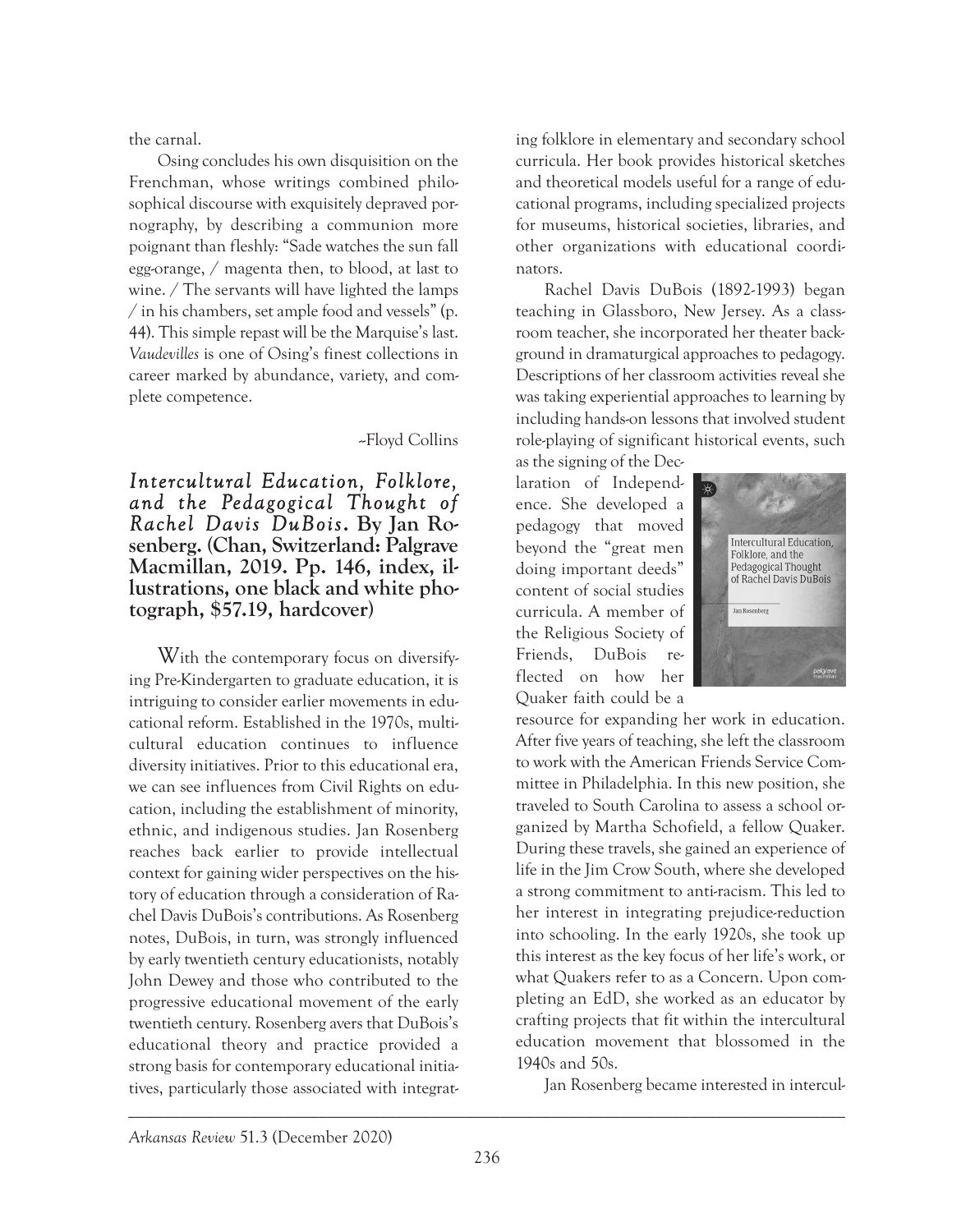the carnal.

Osing concludes his own disquisition on the Frenchman, whose writings combined philosophical discourse with exquisitely depraved pornography, by describing a communion more poignant than fleshly: "Sade watches the sun fall egg-orange, / magenta then, to blood, at last to wine. / The servants will have lighted the lamps / in his chambers, set ample food and vessels" (p. 44). This simple repast will be the Marquise's last. *Vaudevilles* is one of Osing's finest collections in career marked by abundance, variety, and complete competence.

–Floyd Collins

## *Intercultural Education, Folklore, and the Pedagogical Thought of Rachel Davis DuBois.* By Jan Rosenberg. (Chan, Switzerland: Palgrave Macmillan, 2019. Pp. 146, index, illustrations, one black and white photograph, $57.19, hardcover)

With the contemporary focus on diversifying Pre-Kindergarten to graduate education, it is intriguing to consider earlier movements in educational reform. Established in the 1970s, multicultural education continues to influence diversity initiatives. Prior to this educational era, we can see influences from Civil Rights on education, including the establishment of minority, ethnic, and indigenous studies. Jan Rosenberg reaches back earlier to provide intellectual context for gaining wider perspectives on the history of education through a consideration of Rachel Davis DuBois's contributions. As Rosenberg notes, DuBois, in turn, was strongly influenced by early twentieth century educationists, notably John Dewey and those who contributed to the progressive educational movement of the early twentieth century. Rosenberg avers that DuBois's educational theory and practice provided a strong basis for contemporary educational initiatives, particularly those associated with integrating folklore in elementary and secondary school curricula. Her book provides historical sketches and theoretical models useful for a range of educational programs, including specialized projects for museums, historical societies, libraries, and other organizations with educational coordinators.

Rachel Davis DuBois (1892-1993) began teaching in Glassboro, New Jersey. As a classroom teacher, she incorporated her theater background in dramaturgical approaches to pedagogy. Descriptions of her classroom activities reveal she was taking experiential approaches to learning by including hands-on lessons that involved student role-playing of significant historical events, such as the signing of the Declaration of Independence. She developed a pedagogy that moved beyond the "great men doing important deeds" content of social studies curricula. A member of the Religious Society of Friends, DuBois reflected on how her Quaker faith could be a resource for expanding her work in education. After five years of teaching, she left the classroom to work with the American Friends Service Committee in Philadelphia. In this new position, she traveled to South Carolina to assess a school organized by Martha Schofield, a fellow Quaker. During these travels, she gained an experience of life in the Jim Crow South, where she developed a strong commitment to anti-racism. This led to her interest in integrating prejudice-reduction into schooling. In the early 1920s, she took up this interest as the key focus of her life's work, or what Quakers refer to as a Concern. Upon completing an EdD, she worked as an educator by crafting projects that fit within the intercultural education movement that blossomed in the 1940s and 50s.

Jan Rosenberg became interested in intercul-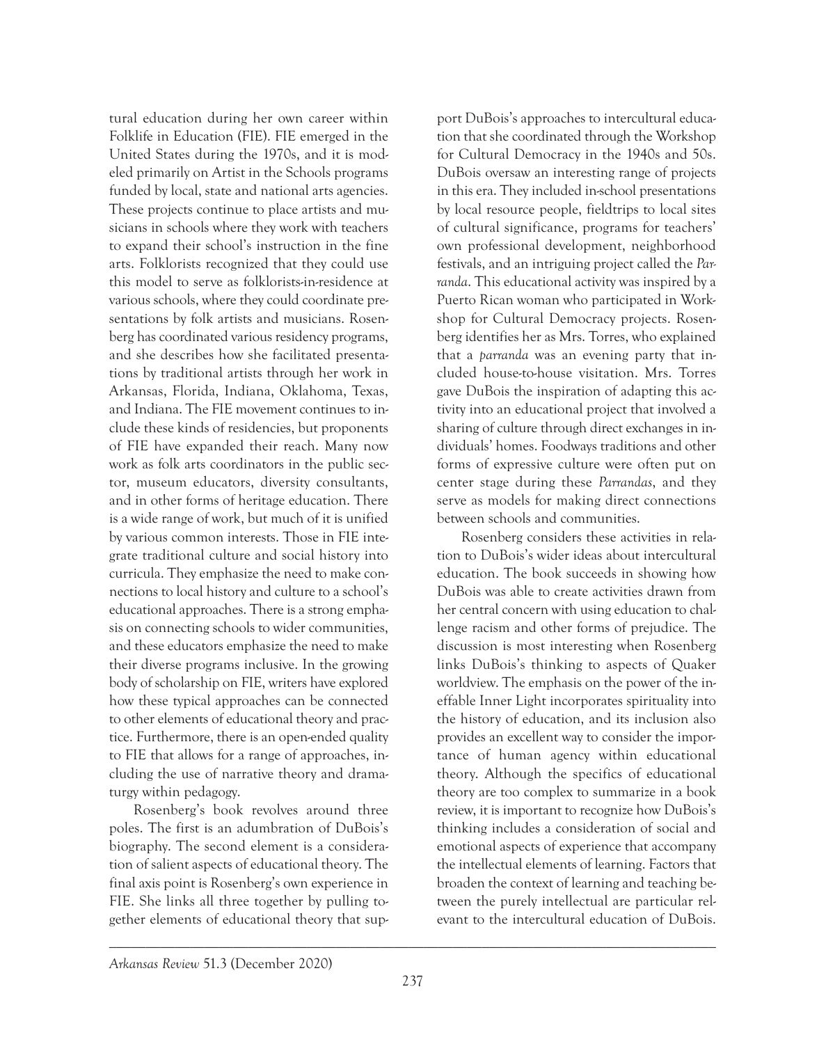tural education during her own career within Folklife in Education (FIE). FIE emerged in the United States during the 1970s, and it is modeled primarily on Artist in the Schools programs funded by local, state and national arts agencies. These projects continue to place artists and musicians in schools where they work with teachers to expand their school's instruction in the fine arts. Folklorists recognized that they could use this model to serve as folklorists-in-residence at various schools, where they could coordinate presentations by folk artists and musicians. Rosenberg has coordinated various residency programs, and she describes how she facilitated presentations by traditional artists through her work in Arkansas, Florida, Indiana, Oklahoma, Texas, and Indiana. The FIE movement continues to include these kinds of residencies, but proponents of FIE have expanded their reach. Many now work as folk arts coordinators in the public sector, museum educators, diversity consultants, and in other forms of heritage education. There is a wide range of work, but much of it is unified by various common interests. Those in FIE integrate traditional culture and social history into curricula. They emphasize the need to make connections to local history and culture to a school's educational approaches. There is a strong emphasis on connecting schools to wider communities, and these educators emphasize the need to make their diverse programs inclusive. In the growing body of scholarship on FIE, writers have explored how these typical approaches can be connected to other elements of educational theory and practice. Furthermore, there is an open-ended quality to FIE that allows for a range of approaches, including the use of narrative theory and dramaturgy within pedagogy.

Rosenberg's book revolves around three poles. The first is an adumbration of DuBois's biography. The second element is a consideration of salient aspects of educational theory. The final axis point is Rosenberg's own experience in FIE. She links all three together by pulling together elements of educational theory that support DuBois's approaches to intercultural education that she coordinated through the Workshop for Cultural Democracy in the 1940s and 50s. DuBois oversaw an interesting range of projects in this era. They included in-school presentations by local resource people, fieldtrips to local sites of cultural significance, programs for teachers' own professional development, neighborhood festivals, and an intriguing project called the *Parranda*. This educational activity was inspired by a Puerto Rican woman who participated in Workshop for Cultural Democracy projects. Rosenberg identifies her as Mrs. Torres, who explained that a *parranda* was an evening party that included house-to-house visitation. Mrs. Torres gave DuBois the inspiration of adapting this activity into an educational project that involved a sharing of culture through direct exchanges in individuals' homes. Foodways traditions and other forms of expressive culture were often put on center stage during these *Parrandas*, and they serve as models for making direct connections between schools and communities.

Rosenberg considers these activities in relation to DuBois's wider ideas about intercultural education. The book succeeds in showing how DuBois was able to create activities drawn from her central concern with using education to challenge racism and other forms of prejudice. The discussion is most interesting when Rosenberg links DuBois's thinking to aspects of Quaker worldview. The emphasis on the power of the ineffable Inner Light incorporates spirituality into the history of education, and its inclusion also provides an excellent way to consider the importance of human agency within educational theory. Although the specifics of educational theory are too complex to summarize in a book review, it is important to recognize how DuBois's thinking includes a consideration of social and emotional aspects of experience that accompany the intellectual elements of learning. Factors that broaden the context of learning and teaching between the purely intellectual are particular relevant to the intercultural education of DuBois.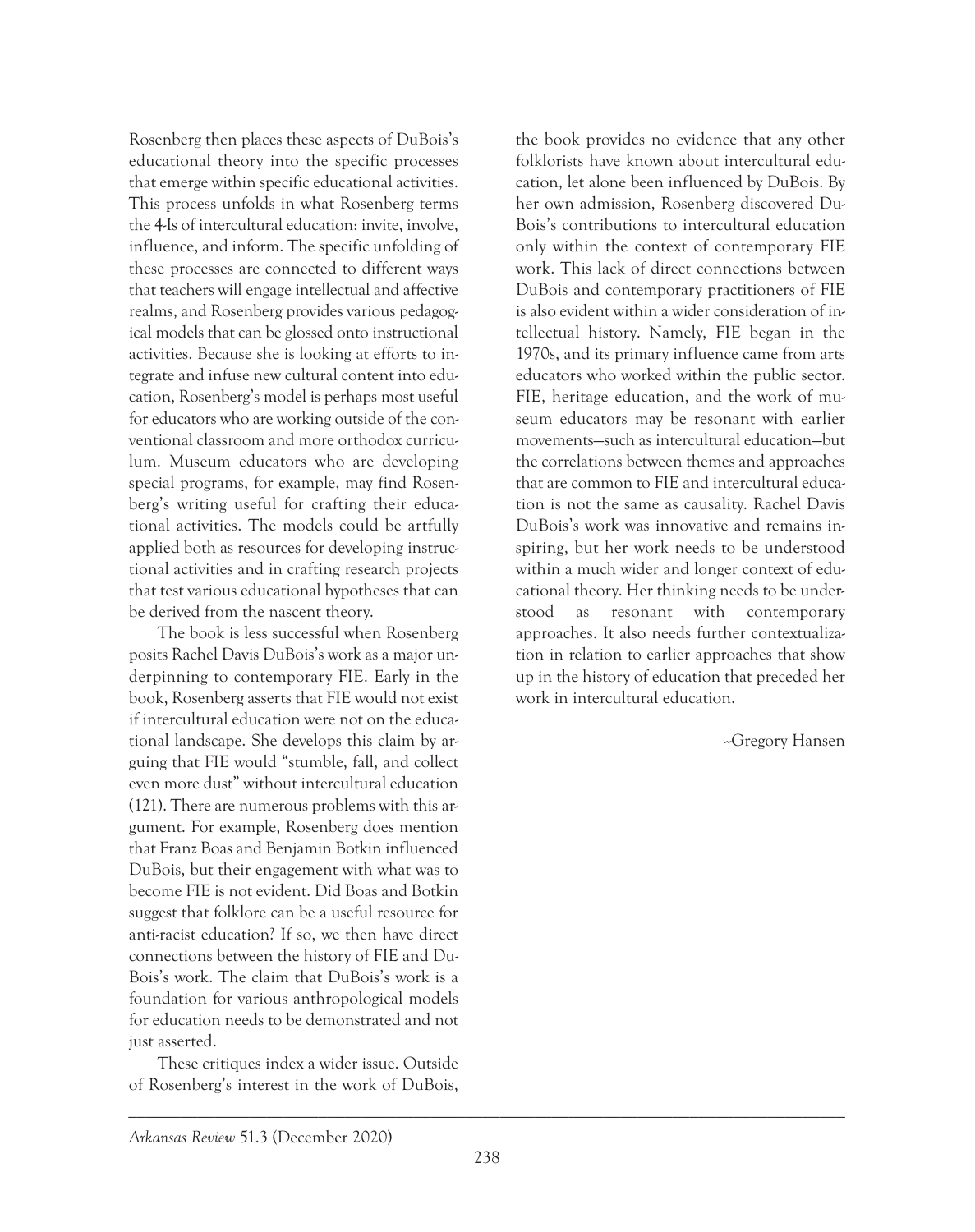Rosenberg then places these aspects of DuBois's educational theory into the specific processes that emerge within specific educational activities. This process unfolds in what Rosenberg terms the 4-Is of intercultural education: invite, involve, influence, and inform. The specific unfolding of these processes are connected to different ways that teachers will engage intellectual and affective realms, and Rosenberg provides various pedagogical models that can be glossed onto instructional activities. Because she is looking at efforts to integrate and infuse new cultural content into education, Rosenberg's model is perhaps most useful for educators who are working outside of the conventional classroom and more orthodox curriculum. Museum educators who are developing special programs, for example, may find Rosenberg's writing useful for crafting their educational activities. The models could be artfully applied both as resources for developing instructional activities and in crafting research projects that test various educational hypotheses that can be derived from the nascent theory.

The book is less successful when Rosenberg posits Rachel Davis DuBois's work as a major underpinning to contemporary FIE. Early in the book, Rosenberg asserts that FIE would not exist if intercultural education were not on the educational landscape. She develops this claim by arguing that FIE would "stumble, fall, and collect even more dust" without intercultural education (121). There are numerous problems with this argument. For example, Rosenberg does mention that Franz Boas and Benjamin Botkin influenced DuBois, but their engagement with what was to become FIE is not evident. Did Boas and Botkin suggest that folklore can be a useful resource for anti-racist education? If so, we then have direct connections between the history of FIE and DuBois's work. The claim that DuBois's work is a foundation for various anthropological models for education needs to be demonstrated and not just asserted.

These critiques index a wider issue. Outside of Rosenberg's interest in the work of DuBois, the book provides no evidence that any other folklorists have known about intercultural education, let alone been influenced by DuBois. By her own admission, Rosenberg discovered DuBois's contributions to intercultural education only within the context of contemporary FIE work. This lack of direct connections between DuBois and contemporary practitioners of FIE is also evident within a wider consideration of intellectual history. Namely, FIE began in the 1970s, and its primary influence came from arts educators who worked within the public sector. FIE, heritage education, and the work of museum educators may be resonant with earlier movements—such as intercultural education—but the correlations between themes and approaches that are common to FIE and intercultural education is not the same as causality. Rachel Davis DuBois's work was innovative and remains inspiring, but her work needs to be understood within a much wider and longer context of educational theory. Her thinking needs to be understood as resonant with contemporary approaches. It also needs further contextualization in relation to earlier approaches that show up in the history of education that preceded her work in intercultural education.

--Gregory Hansen